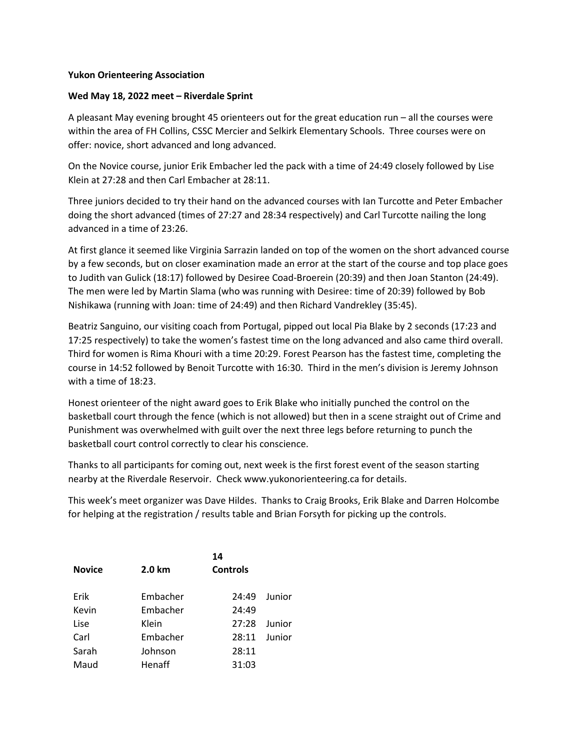**Yukon Orienteering Association**

**Wed May 18, 2022 meet – Riverdale Sprint**

A pleasant May evening brought 45 orienteers out for the great education run – all the courses were within the area of FH Collins, CSSC Mercier and Selkirk Elementary Schools. Three courses were on offer: novice, short advanced and long advanced.

On the Novice course, junior Erik Embacher led the pack with a time of 24:49 closely followed by Lise Klein at 27:28 and then Carl Embacher at 28:11.

Three juniors decided to try their hand on the advanced courses with Ian Turcotte and Peter Embacher doing the short advanced (times of 27:27 and 28:34 respectively) and Carl Turcotte nailing the long advanced in a time of 23:26.

At first glance it seemed like Virginia Sarrazin landed on top of the women on the short advanced course by a few seconds, but on closer examination made an error at the start of the course and top place goes to Judith van Gulick (18:17) followed by Desiree Coad-Broerein (20:39) and then Joan Stanton (24:49). The men were led by Martin Slama (who was running with Desiree: time of 20:39) followed by Bob Nishikawa (running with Joan: time of 24:49) and then Richard Vandrekley (35:45).

Beatriz Sanguino, our visiting coach from Portugal, pipped out local Pia Blake by 2 seconds (17:23 and 17:25 respectively) to take the women's fastest time on the long advanced and also came third overall. Third for women is Rima Khouri with a time 20:29. Forest Pearson has the fastest time, completing the course in 14:52 followed by Benoit Turcotte with 16:30. Third in the men's division is Jeremy Johnson with a time of 18:23.

Honest orienteer of the night award goes to Erik Blake who initially punched the control on the basketball court through the fence (which is not allowed) but then in a scene straight out of Crime and Punishment was overwhelmed with guilt over the next three legs before returning to punch the basketball court control correctly to clear his conscience.

Thanks to all participants for coming out, next week is the first forest event of the season starting nearby at the Riverdale Reservoir. Check www.yukonorienteering.ca for details.

This week's meet organizer was Dave Hildes. Thanks to Craig Brooks, Erik Blake and Darren Holcombe for helping at the registration / results table and Brian Forsyth for picking up the controls.

| **Novice** | **2.0 km** | **14 Controls** | |
|---|---|---|---|
| Erik | Embacher | 24:49 | Junior |
| Kevin | Embacher | 24:49 | |
| Lise | Klein | 27:28 | Junior |
| Carl | Embacher | 28:11 | Junior |
| Sarah | Johnson | 28:11 | |
| Maud | Henaff | 31:03 | |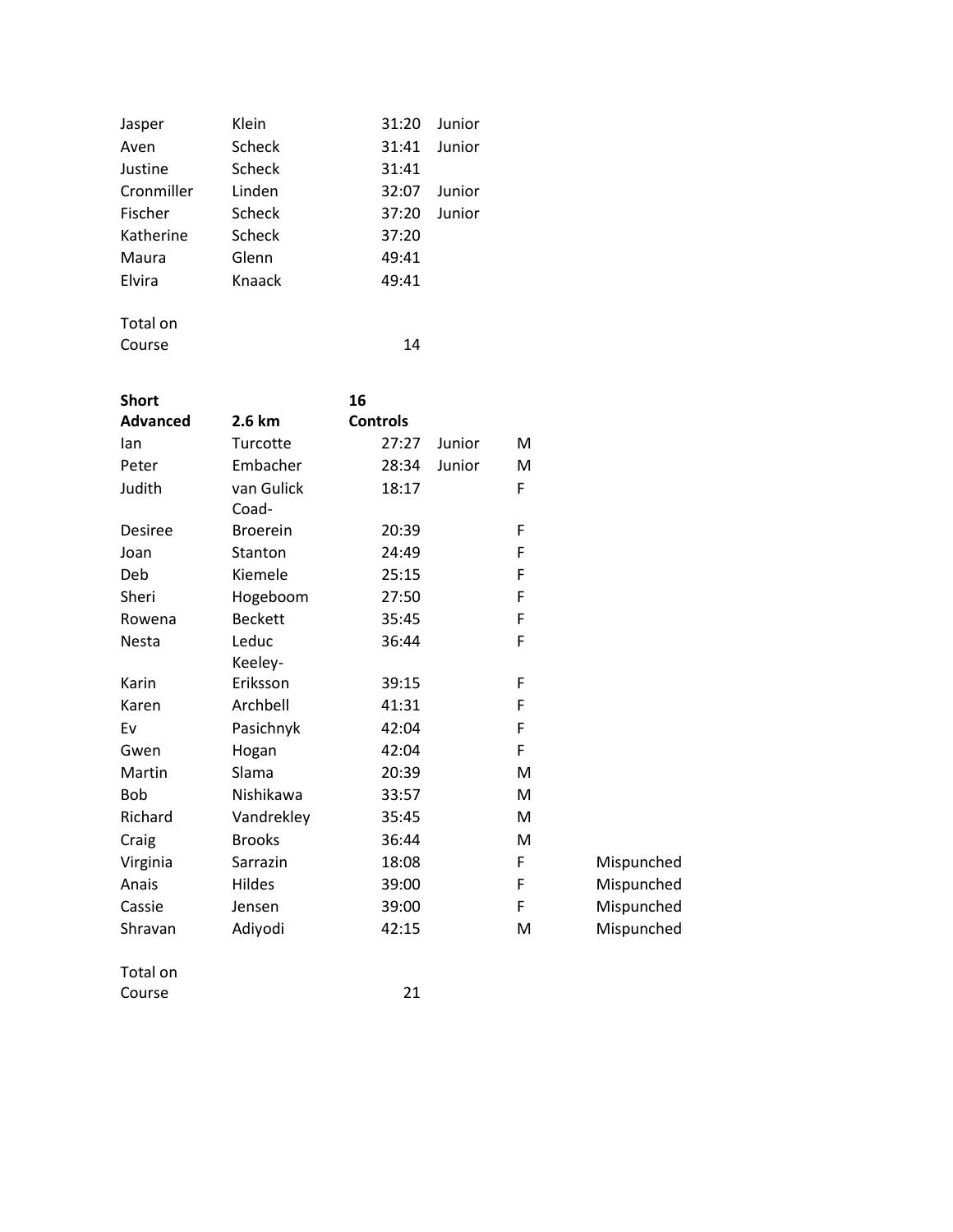| | | | |
|---|---|---|---|
| Jasper | Klein | 31:20 | Junior |
| Aven | Scheck | 31:41 | Junior |
| Justine | Scheck | 31:41 | |
| Cronmiller | Linden | 32:07 | Junior |
| Fischer | Scheck | 37:20 | Junior |
| Katherine | Scheck | 37:20 | |
| Maura | Glenn | 49:41 | |
| Elvira | Knaack | 49:41 | |

Total on Course 14

| **Short Advanced** | **2.6 km** | **16 Controls** | | | |
|---|---|---|---|---|---|
| Ian | Turcotte | 27:27 | Junior | M | |
| Peter | Embacher | 28:34 | Junior | M | |
| Judith | van Gulick | 18:17 | | F | |
| Desiree | Coad-Broerein | 20:39 | | F | |
| Joan | Stanton | 24:49 | | F | |
| Deb | Kiemele | 25:15 | | F | |
| Sheri | Hogeboom | 27:50 | | F | |
| Rowena | Beckett | 35:45 | | F | |
| Nesta | Leduc | 36:44 | | F | |
| Karin | Keeley-Eriksson | 39:15 | | F | |
| Karen | Archbell | 41:31 | | F | |
| Ev | Pasichnyk | 42:04 | | F | |
| Gwen | Hogan | 42:04 | | F | |
| Martin | Slama | 20:39 | | M | |
| Bob | Nishikawa | 33:57 | | M | |
| Richard | Vandrekley | 35:45 | | M | |
| Craig | Brooks | 36:44 | | M | |
| Virginia | Sarrazin | 18:08 | | F | Mispunched |
| Anais | Hildes | 39:00 | | F | Mispunched |
| Cassie | Jensen | 39:00 | | F | Mispunched |
| Shravan | Adiyodi | 42:15 | | M | Mispunched |

Total on Course 21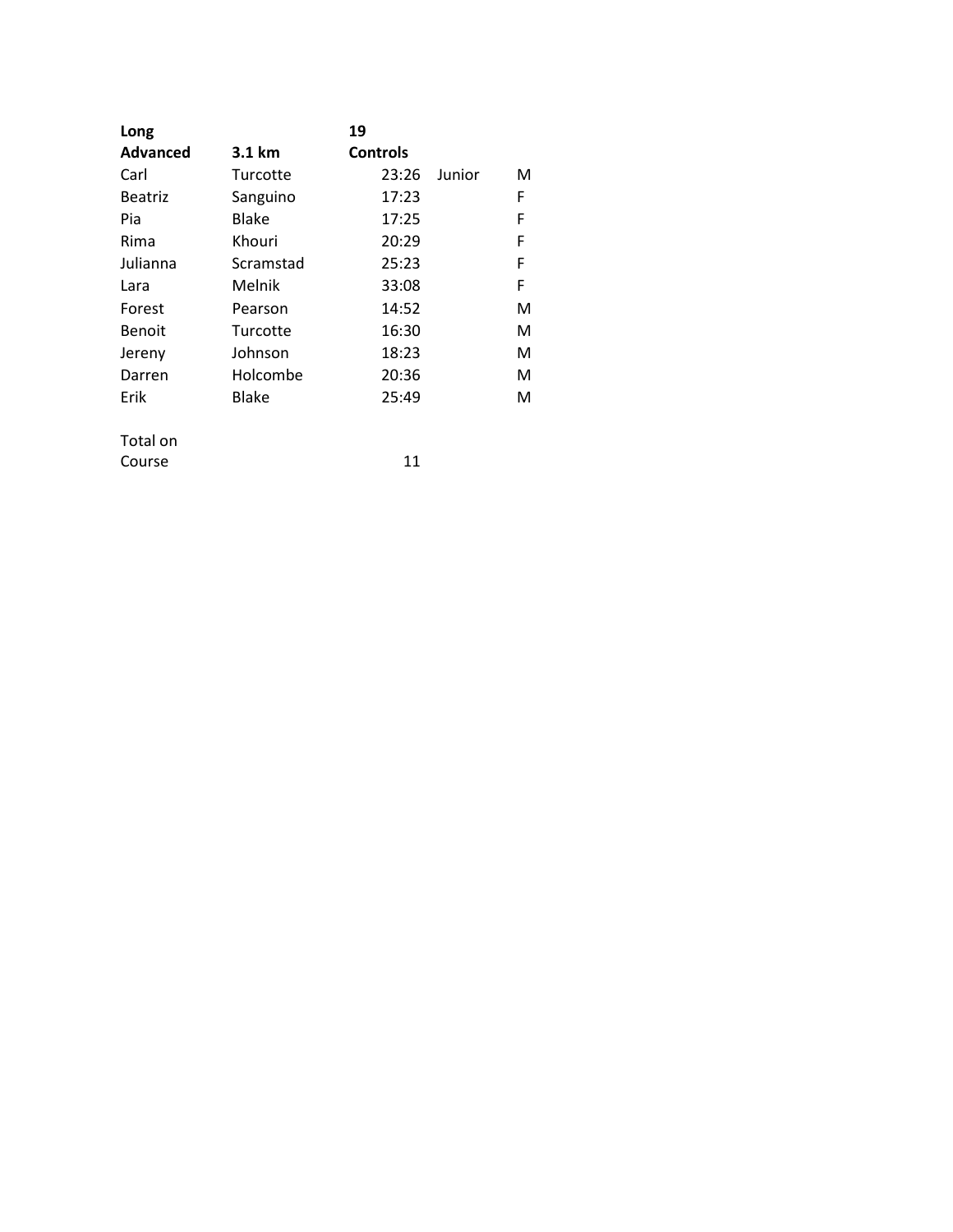| Long Advanced | 3.1 km | 19 Controls | | |
|---|---|---|---|---|
| Carl | Turcotte | 23:26 | Junior | M |
| Beatriz | Sanguino | 17:23 | | F |
| Pia | Blake | 17:25 | | F |
| Rima | Khouri | 20:29 | | F |
| Julianna | Scramstad | 25:23 | | F |
| Lara | Melnik | 33:08 | | F |
| Forest | Pearson | 14:52 | | M |
| Benoit | Turcotte | 16:30 | | M |
| Jereny | Johnson | 18:23 | | M |
| Darren | Holcombe | 20:36 | | M |
| Erik | Blake | 25:49 | | M |
| | | | | |
| Total on Course | | 11 | | |